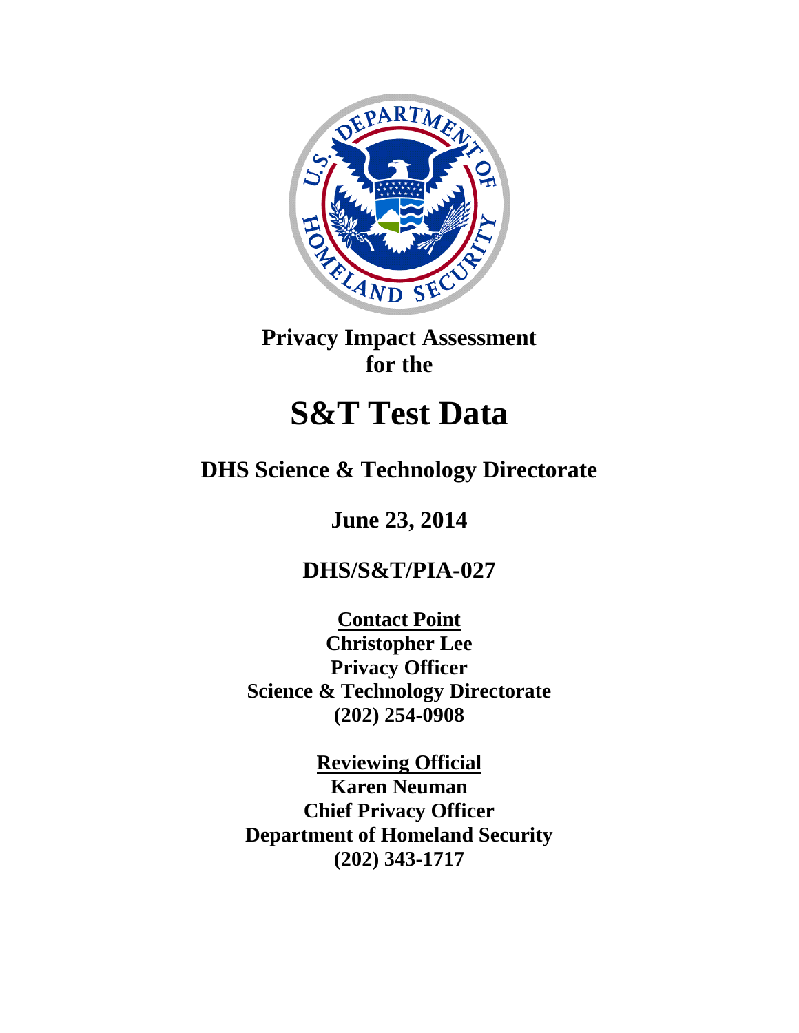**Privacy Impact Assessment**
**for the**

# S&T Test Data

## DHS Science & Technology Directorate

**June 23, 2014**

**DHS/S&T/PIA-027**

**Contact Point**
**Christopher Lee**
**Privacy Officer**
**Science & Technology Directorate**
**(202) 254-0908**

**Reviewing Official**
**Karen Neuman**
**Chief Privacy Officer**
**Department of Homeland Security**
**(202) 343-1717**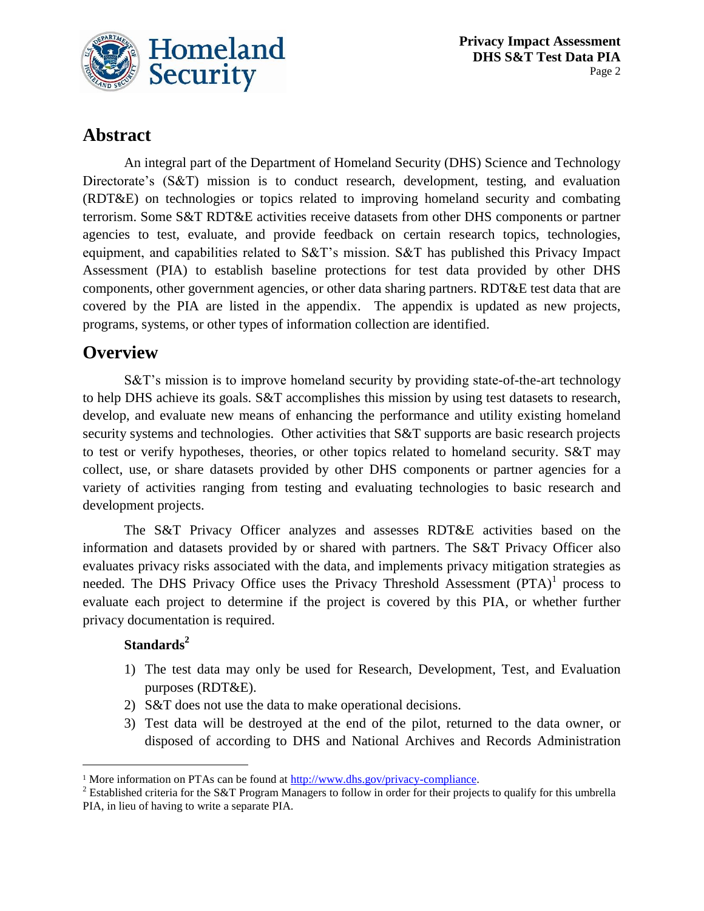## Abstract

An integral part of the Department of Homeland Security (DHS) Science and Technology Directorate's (S&T) mission is to conduct research, development, testing, and evaluation (RDT&E) on technologies or topics related to improving homeland security and combating terrorism. Some S&T RDT&E activities receive datasets from other DHS components or partner agencies to test, evaluate, and provide feedback on certain research topics, technologies, equipment, and capabilities related to S&T's mission. S&T has published this Privacy Impact Assessment (PIA) to establish baseline protections for test data provided by other DHS components, other government agencies, or other data sharing partners. RDT&E test data that are covered by the PIA are listed in the appendix. The appendix is updated as new projects, programs, systems, or other types of information collection are identified.

## Overview

S&T's mission is to improve homeland security by providing state-of-the-art technology to help DHS achieve its goals. S&T accomplishes this mission by using test datasets to research, develop, and evaluate new means of enhancing the performance and utility existing homeland security systems and technologies. Other activities that S&T supports are basic research projects to test or verify hypotheses, theories, or other topics related to homeland security. S&T may collect, use, or share datasets provided by other DHS components or partner agencies for a variety of activities ranging from testing and evaluating technologies to basic research and development projects.

The S&T Privacy Officer analyzes and assesses RDT&E activities based on the information and datasets provided by or shared with partners. The S&T Privacy Officer also evaluates privacy risks associated with the data, and implements privacy mitigation strategies as needed. The DHS Privacy Office uses the Privacy Threshold Assessment (PTA)[1] process to evaluate each project to determine if the project is covered by this PIA, or whether further privacy documentation is required.

### Standards[2]

1) The test data may only be used for Research, Development, Test, and Evaluation purposes (RDT&E).
2) S&T does not use the data to make operational decisions.
3) Test data will be destroyed at the end of the pilot, returned to the data owner, or disposed of according to DHS and National Archives and Records Administration

---

[1] More information on PTAs can be found at http://www.dhs.gov/privacy-compliance.

[2] Established criteria for the S&T Program Managers to follow in order for their projects to qualify for this umbrella PIA, in lieu of having to write a separate PIA.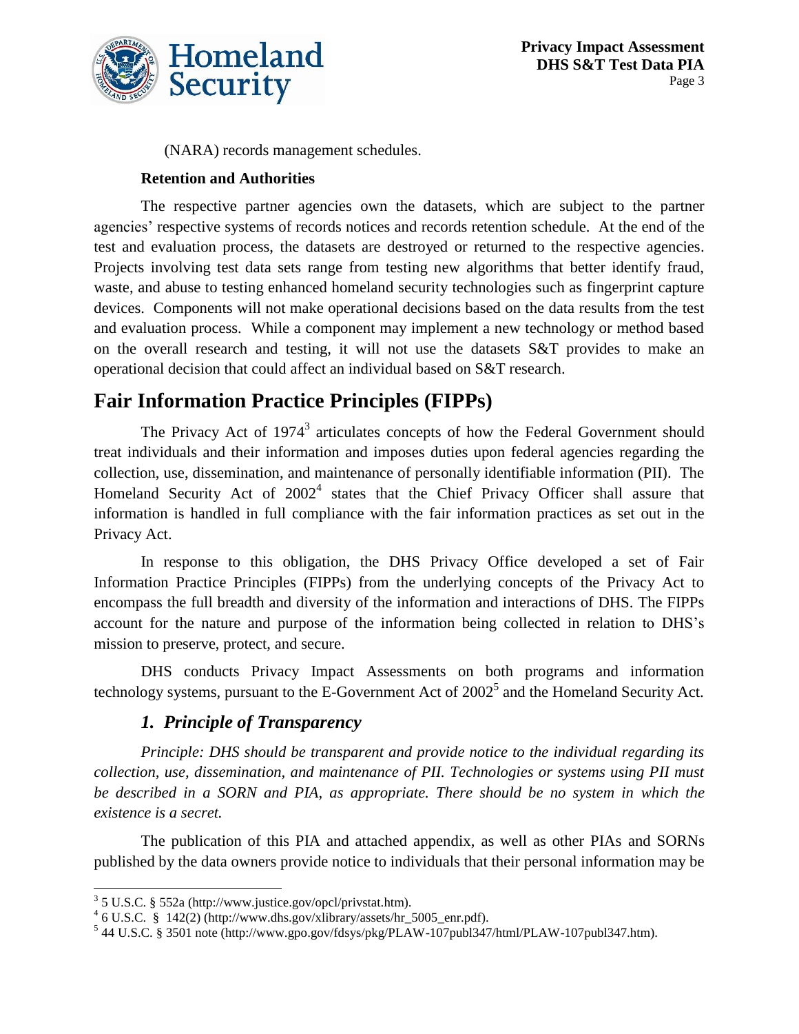(NARA) records management schedules.

**Retention and Authorities**

The respective partner agencies own the datasets, which are subject to the partner agencies' respective systems of records notices and records retention schedule. At the end of the test and evaluation process, the datasets are destroyed or returned to the respective agencies. Projects involving test data sets range from testing new algorithms that better identify fraud, waste, and abuse to testing enhanced homeland security technologies such as fingerprint capture devices. Components will not make operational decisions based on the data results from the test and evaluation process. While a component may implement a new technology or method based on the overall research and testing, it will not use the datasets S&T provides to make an operational decision that could affect an individual based on S&T research.

# Fair Information Practice Principles (FIPPs)

The Privacy Act of 1974[3] articulates concepts of how the Federal Government should treat individuals and their information and imposes duties upon federal agencies regarding the collection, use, dissemination, and maintenance of personally identifiable information (PII). The Homeland Security Act of 2002[4] states that the Chief Privacy Officer shall assure that information is handled in full compliance with the fair information practices as set out in the Privacy Act.

In response to this obligation, the DHS Privacy Office developed a set of Fair Information Practice Principles (FIPPs) from the underlying concepts of the Privacy Act to encompass the full breadth and diversity of the information and interactions of DHS. The FIPPs account for the nature and purpose of the information being collected in relation to DHS's mission to preserve, protect, and secure.

DHS conducts Privacy Impact Assessments on both programs and information technology systems, pursuant to the E-Government Act of 2002[5] and the Homeland Security Act.

## *1. Principle of Transparency*

*Principle: DHS should be transparent and provide notice to the individual regarding its collection, use, dissemination, and maintenance of PII. Technologies or systems using PII must be described in a SORN and PIA, as appropriate. There should be no system in which the existence is a secret.*

The publication of this PIA and attached appendix, as well as other PIAs and SORNs published by the data owners provide notice to individuals that their personal information may be

---

[3] 5 U.S.C. § 552a (http://www.justice.gov/opcl/privstat.htm).

[4] 6 U.S.C. § 142(2) (http://www.dhs.gov/xlibrary/assets/hr_5005_enr.pdf).

[5] 44 U.S.C. § 3501 note (http://www.gpo.gov/fdsys/pkg/PLAW-107publ347/html/PLAW-107publ347.htm).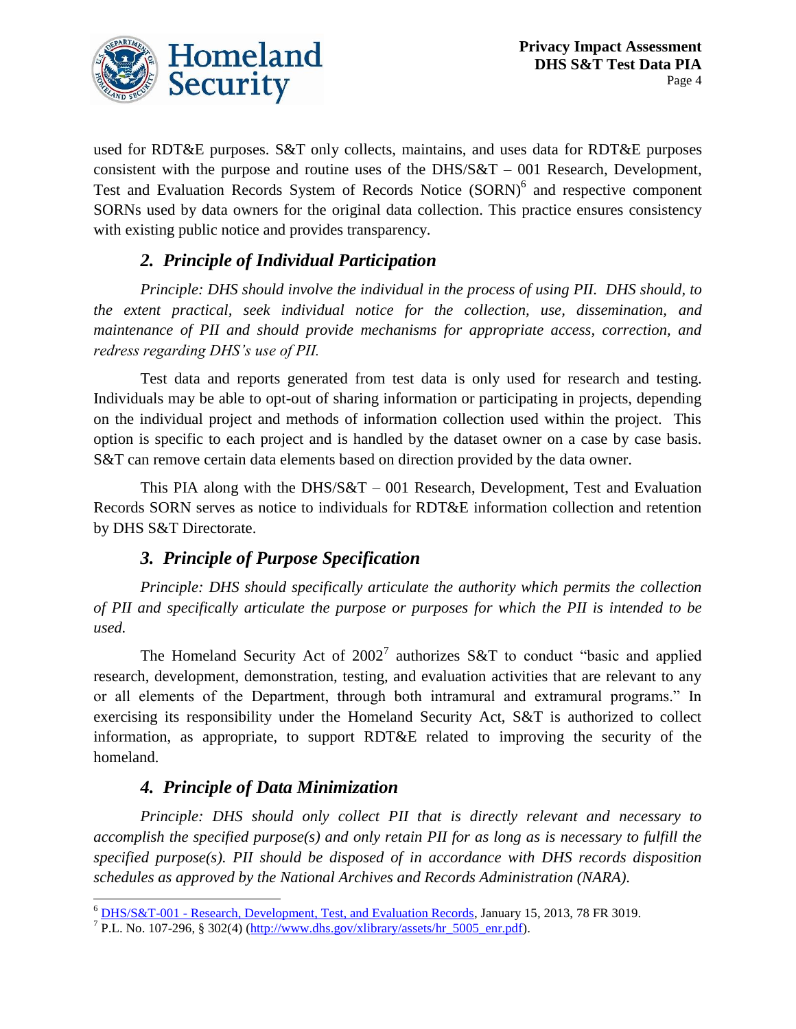used for RDT&E purposes. S&T only collects, maintains, and uses data for RDT&E purposes consistent with the purpose and routine uses of the DHS/S&T – 001 Research, Development, Test and Evaluation Records System of Records Notice (SORN)[6] and respective component SORNs used by data owners for the original data collection. This practice ensures consistency with existing public notice and provides transparency.

### *2. Principle of Individual Participation*

*Principle: DHS should involve the individual in the process of using PII. DHS should, to the extent practical, seek individual notice for the collection, use, dissemination, and maintenance of PII and should provide mechanisms for appropriate access, correction, and redress regarding DHS's use of PII.*

Test data and reports generated from test data is only used for research and testing. Individuals may be able to opt-out of sharing information or participating in projects, depending on the individual project and methods of information collection used within the project. This option is specific to each project and is handled by the dataset owner on a case by case basis. S&T can remove certain data elements based on direction provided by the data owner.

This PIA along with the DHS/S&T – 001 Research, Development, Test and Evaluation Records SORN serves as notice to individuals for RDT&E information collection and retention by DHS S&T Directorate.

### *3. Principle of Purpose Specification*

*Principle: DHS should specifically articulate the authority which permits the collection of PII and specifically articulate the purpose or purposes for which the PII is intended to be used.*

The Homeland Security Act of 2002[7] authorizes S&T to conduct "basic and applied research, development, demonstration, testing, and evaluation activities that are relevant to any or all elements of the Department, through both intramural and extramural programs." In exercising its responsibility under the Homeland Security Act, S&T is authorized to collect information, as appropriate, to support RDT&E related to improving the security of the homeland.

### *4. Principle of Data Minimization*

*Principle: DHS should only collect PII that is directly relevant and necessary to accomplish the specified purpose(s) and only retain PII for as long as is necessary to fulfill the specified purpose(s). PII should be disposed of in accordance with DHS records disposition schedules as approved by the National Archives and Records Administration (NARA).*

---

[6] DHS/S&T-001 - Research, Development, Test, and Evaluation Records, January 15, 2013, 78 FR 3019.

[7] P.L. No. 107-296, § 302(4) (http://www.dhs.gov/xlibrary/assets/hr_5005_enr.pdf).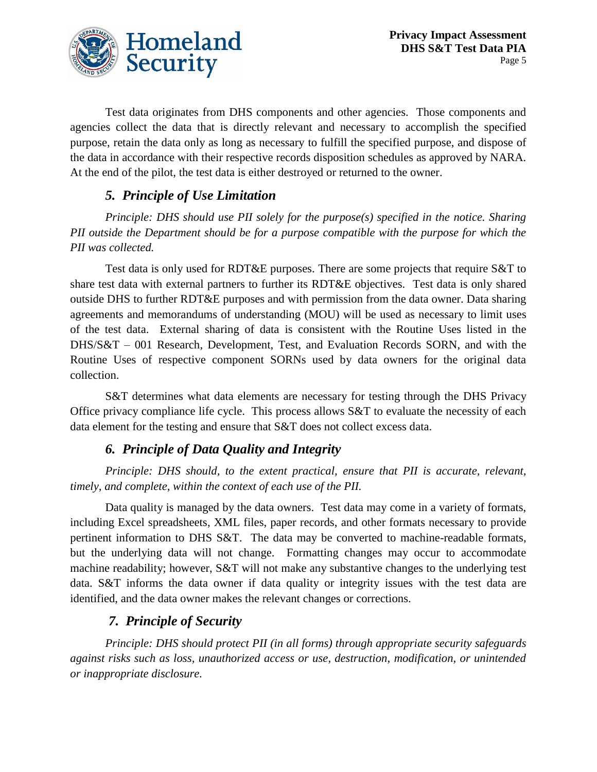Test data originates from DHS components and other agencies. Those components and agencies collect the data that is directly relevant and necessary to accomplish the specified purpose, retain the data only as long as necessary to fulfill the specified purpose, and dispose of the data in accordance with their respective records disposition schedules as approved by NARA. At the end of the pilot, the test data is either destroyed or returned to the owner.

### *5. Principle of Use Limitation*

*Principle: DHS should use PII solely for the purpose(s) specified in the notice. Sharing PII outside the Department should be for a purpose compatible with the purpose for which the PII was collected.*

Test data is only used for RDT&E purposes. There are some projects that require S&T to share test data with external partners to further its RDT&E objectives. Test data is only shared outside DHS to further RDT&E purposes and with permission from the data owner. Data sharing agreements and memorandums of understanding (MOU) will be used as necessary to limit uses of the test data. External sharing of data is consistent with the Routine Uses listed in the DHS/S&T – 001 Research, Development, Test, and Evaluation Records SORN, and with the Routine Uses of respective component SORNs used by data owners for the original data collection.

S&T determines what data elements are necessary for testing through the DHS Privacy Office privacy compliance life cycle. This process allows S&T to evaluate the necessity of each data element for the testing and ensure that S&T does not collect excess data.

### *6. Principle of Data Quality and Integrity*

*Principle: DHS should, to the extent practical, ensure that PII is accurate, relevant, timely, and complete, within the context of each use of the PII.*

Data quality is managed by the data owners. Test data may come in a variety of formats, including Excel spreadsheets, XML files, paper records, and other formats necessary to provide pertinent information to DHS S&T. The data may be converted to machine-readable formats, but the underlying data will not change. Formatting changes may occur to accommodate machine readability; however, S&T will not make any substantive changes to the underlying test data. S&T informs the data owner if data quality or integrity issues with the test data are identified, and the data owner makes the relevant changes or corrections.

### *7. Principle of Security*

*Principle: DHS should protect PII (in all forms) through appropriate security safeguards against risks such as loss, unauthorized access or use, destruction, modification, or unintended or inappropriate disclosure.*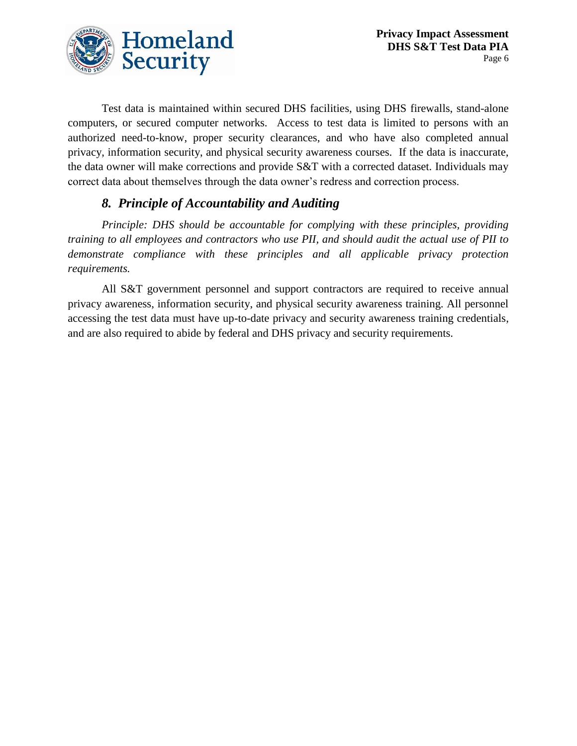Test data is maintained within secured DHS facilities, using DHS firewalls, stand-alone computers, or secured computer networks. Access to test data is limited to persons with an authorized need-to-know, proper security clearances, and who have also completed annual privacy, information security, and physical security awareness courses. If the data is inaccurate, the data owner will make corrections and provide S&T with a corrected dataset. Individuals may correct data about themselves through the data owner's redress and correction process.

### *8. Principle of Accountability and Auditing*

*Principle: DHS should be accountable for complying with these principles, providing training to all employees and contractors who use PII, and should audit the actual use of PII to demonstrate compliance with these principles and all applicable privacy protection requirements.*

All S&T government personnel and support contractors are required to receive annual privacy awareness, information security, and physical security awareness training. All personnel accessing the test data must have up-to-date privacy and security awareness training credentials, and are also required to abide by federal and DHS privacy and security requirements.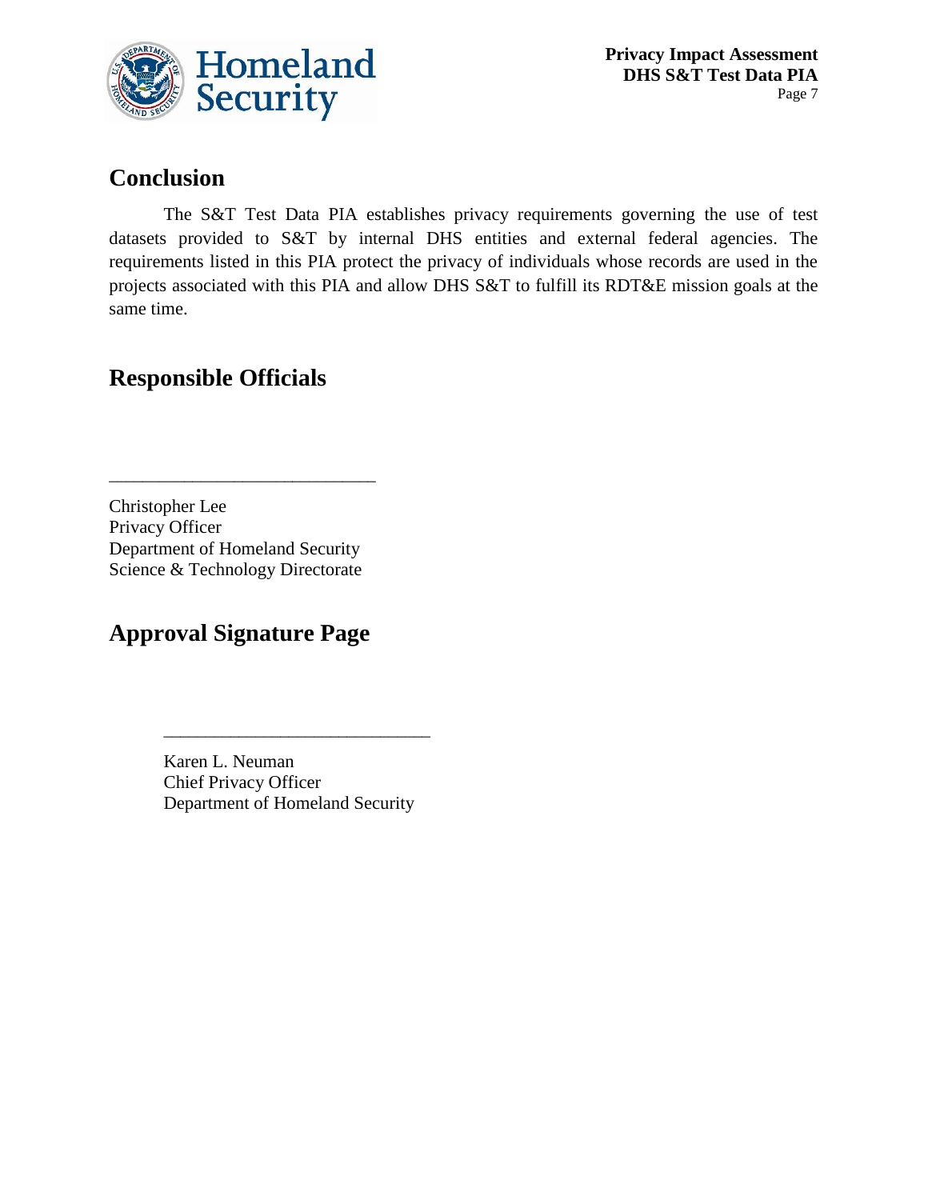## Conclusion

The S&T Test Data PIA establishes privacy requirements governing the use of test datasets provided to S&T by internal DHS entities and external federal agencies. The requirements listed in this PIA protect the privacy of individuals whose records are used in the projects associated with this PIA and allow DHS S&T to fulfill its RDT&E mission goals at the same time.

## Responsible Officials

\_\_\_\_\_\_\_\_\_\_\_\_\_\_\_\_\_\_\_\_\_\_\_\_\_\_\_\_\_\_

Christopher Lee
Privacy Officer
Department of Homeland Security
Science & Technology Directorate

## Approval Signature Page

\_\_\_\_\_\_\_\_\_\_\_\_\_\_\_\_\_\_\_\_\_\_\_\_\_\_\_\_\_\_

Karen L. Neuman
Chief Privacy Officer
Department of Homeland Security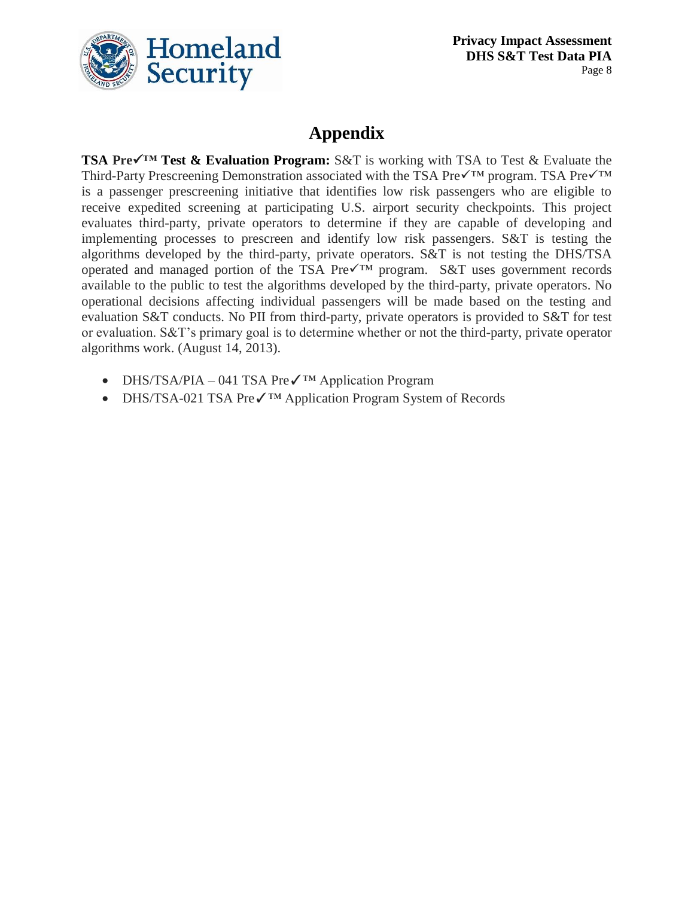# Appendix

**TSA Pre✓™ Test & Evaluation Program:** S&T is working with TSA to Test & Evaluate the Third-Party Prescreening Demonstration associated with the TSA Pre✓™ program. TSA Pre✓™ is a passenger prescreening initiative that identifies low risk passengers who are eligible to receive expedited screening at participating U.S. airport security checkpoints. This project evaluates third-party, private operators to determine if they are capable of developing and implementing processes to prescreen and identify low risk passengers. S&T is testing the algorithms developed by the third-party, private operators. S&T is not testing the DHS/TSA operated and managed portion of the TSA Pre✓™ program. S&T uses government records available to the public to test the algorithms developed by the third-party, private operators. No operational decisions affecting individual passengers will be made based on the testing and evaluation S&T conducts. No PII from third-party, private operators is provided to S&T for test or evaluation. S&T's primary goal is to determine whether or not the third-party, private operator algorithms work. (August 14, 2013).

- DHS/TSA/PIA – 041 TSA Pre✓™ Application Program
- DHS/TSA-021 TSA Pre✓™ Application Program System of Records